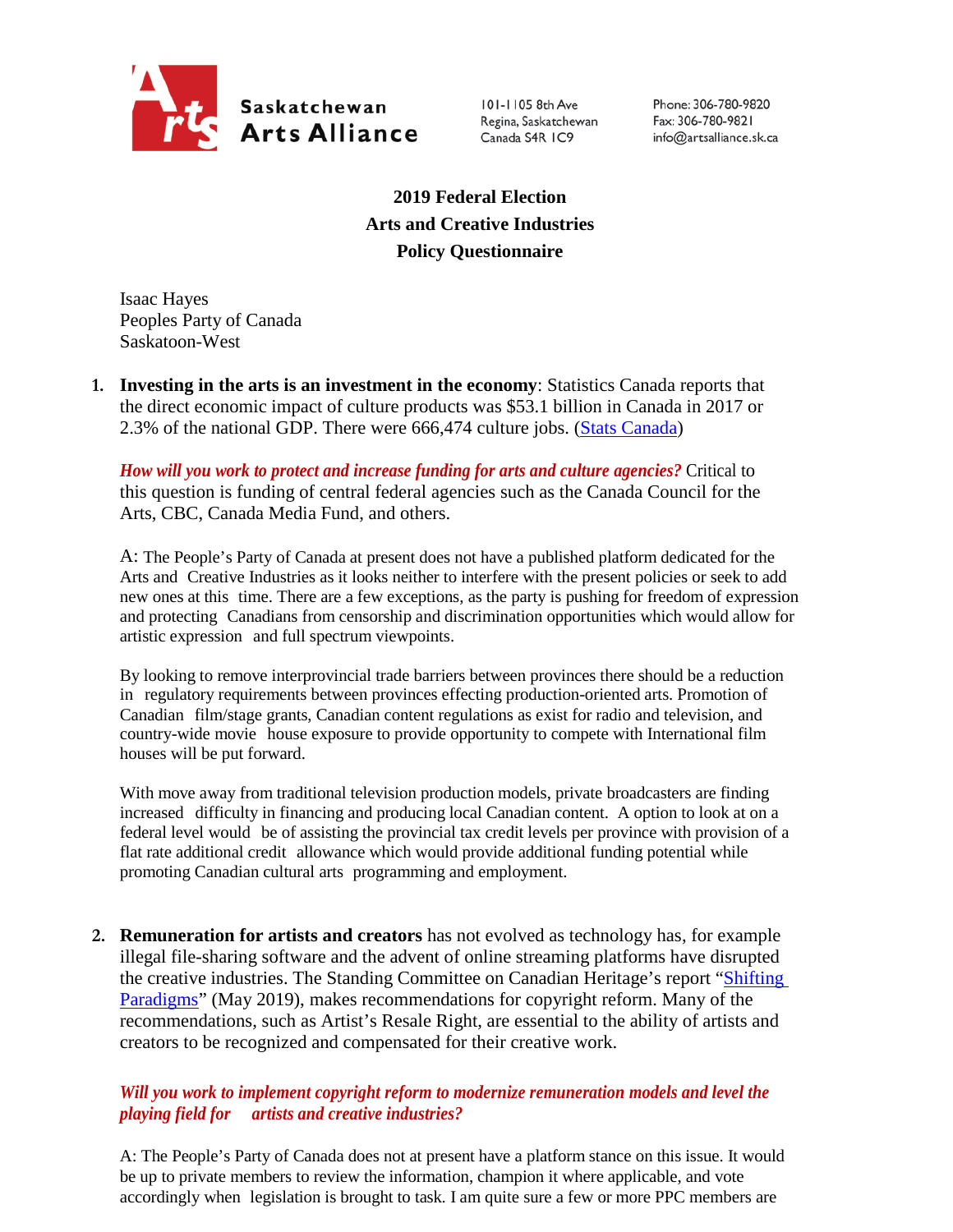Saskatchewan Arts Alliance

101-1105 8th Ave
Regina, Saskatchewan
Canada S4R 1C9

Phone: 306-780-9820
Fax: 306-780-9821
info@artsalliance.sk.ca

## 2019 Federal Election
## Arts and Creative Industries
## Policy Questionnaire

Isaac Hayes
Peoples Party of Canada
Saskatoon-West

1. **Investing in the arts is an investment in the economy**: Statistics Canada reports that the direct economic impact of culture products was $53.1 billion in Canada in 2017 or 2.3% of the national GDP. There were 666,474 culture jobs. (Stats Canada)

   ***How will you work to protect and increase funding for arts and culture agencies?*** Critical to this question is funding of central federal agencies such as the Canada Council for the Arts, CBC, Canada Media Fund, and others.

   A: The People's Party of Canada at present does not have a published platform dedicated for the Arts and Creative Industries as it looks neither to interfere with the present policies or seek to add new ones at this time. There are a few exceptions, as the party is pushing for freedom of expression and protecting Canadians from censorship and discrimination opportunities which would allow for artistic expression and full spectrum viewpoints.

   By looking to remove interprovincial trade barriers between provinces there should be a reduction in regulatory requirements between provinces effecting production-oriented arts. Promotion of Canadian film/stage grants, Canadian content regulations as exist for radio and television, and country-wide movie house exposure to provide opportunity to compete with International film houses will be put forward.

   With move away from traditional television production models, private broadcasters are finding increased difficulty in financing and producing local Canadian content. A option to look at on a federal level would be of assisting the provincial tax credit levels per province with provision of a flat rate additional credit allowance which would provide additional funding potential while promoting Canadian cultural arts programming and employment.

2. **Remuneration for artists and creators** has not evolved as technology has, for example illegal file-sharing software and the advent of online streaming platforms have disrupted the creative industries. The Standing Committee on Canadian Heritage's report "Shifting Paradigms" (May 2019), makes recommendations for copyright reform. Many of the recommendations, such as Artist's Resale Right, are essential to the ability of artists and creators to be recognized and compensated for their creative work.

   ***Will you work to implement copyright reform to modernize remuneration models and level the playing field for artists and creative industries?***

   A: The People's Party of Canada does not at present have a platform stance on this issue. It would be up to private members to review the information, champion it where applicable, and vote accordingly when legislation is brought to task. I am quite sure a few or more PPC members are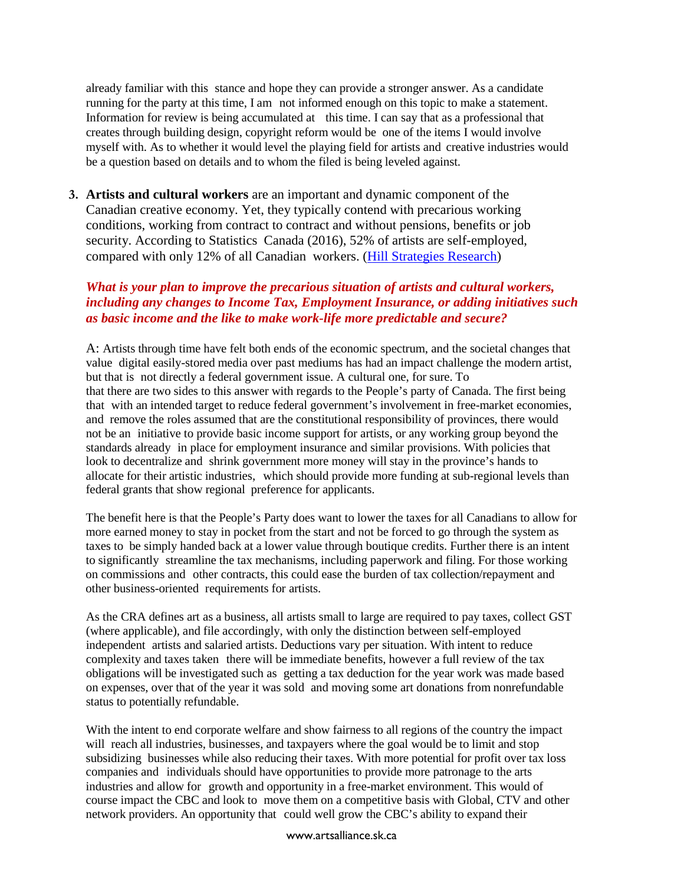already familiar with this stance and hope they can provide a stronger answer. As a candidate running for the party at this time, I am not informed enough on this topic to make a statement. Information for review is being accumulated at this time. I can say that as a professional that creates through building design, copyright reform would be one of the items I would involve myself with. As to whether it would level the playing field for artists and creative industries would be a question based on details and to whom the filed is being leveled against.

3. **Artists and cultural workers** are an important and dynamic component of the Canadian creative economy. Yet, they typically contend with precarious working conditions, working from contract to contract and without pensions, benefits or job security. According to Statistics Canada (2016), 52% of artists are self-employed, compared with only 12% of all Canadian workers. (Hill Strategies Research)

***What is your plan to improve the precarious situation of artists and cultural workers, including any changes to Income Tax, Employment Insurance, or adding initiatives such as basic income and the like to make work-life more predictable and secure?***

A: Artists through time have felt both ends of the economic spectrum, and the societal changes that value digital easily-stored media over past mediums has had an impact challenge the modern artist, but that is not directly a federal government issue. A cultural one, for sure. To that there are two sides to this answer with regards to the People's party of Canada. The first being that with an intended target to reduce federal government's involvement in free-market economies, and remove the roles assumed that are the constitutional responsibility of provinces, there would not be an initiative to provide basic income support for artists, or any working group beyond the standards already in place for employment insurance and similar provisions. With policies that look to decentralize and shrink government more money will stay in the province's hands to allocate for their artistic industries, which should provide more funding at sub-regional levels than federal grants that show regional preference for applicants.

The benefit here is that the People's Party does want to lower the taxes for all Canadians to allow for more earned money to stay in pocket from the start and not be forced to go through the system as taxes to be simply handed back at a lower value through boutique credits. Further there is an intent to significantly streamline the tax mechanisms, including paperwork and filing. For those working on commissions and other contracts, this could ease the burden of tax collection/repayment and other business-oriented requirements for artists.

As the CRA defines art as a business, all artists small to large are required to pay taxes, collect GST (where applicable), and file accordingly, with only the distinction between self-employed independent artists and salaried artists. Deductions vary per situation. With intent to reduce complexity and taxes taken there will be immediate benefits, however a full review of the tax obligations will be investigated such as getting a tax deduction for the year work was made based on expenses, over that of the year it was sold and moving some art donations from nonrefundable status to potentially refundable.

With the intent to end corporate welfare and show fairness to all regions of the country the impact will reach all industries, businesses, and taxpayers where the goal would be to limit and stop subsidizing businesses while also reducing their taxes. With more potential for profit over tax loss companies and individuals should have opportunities to provide more patronage to the arts industries and allow for growth and opportunity in a free-market environment. This would of course impact the CBC and look to move them on a competitive basis with Global, CTV and other network providers. An opportunity that could well grow the CBC's ability to expand their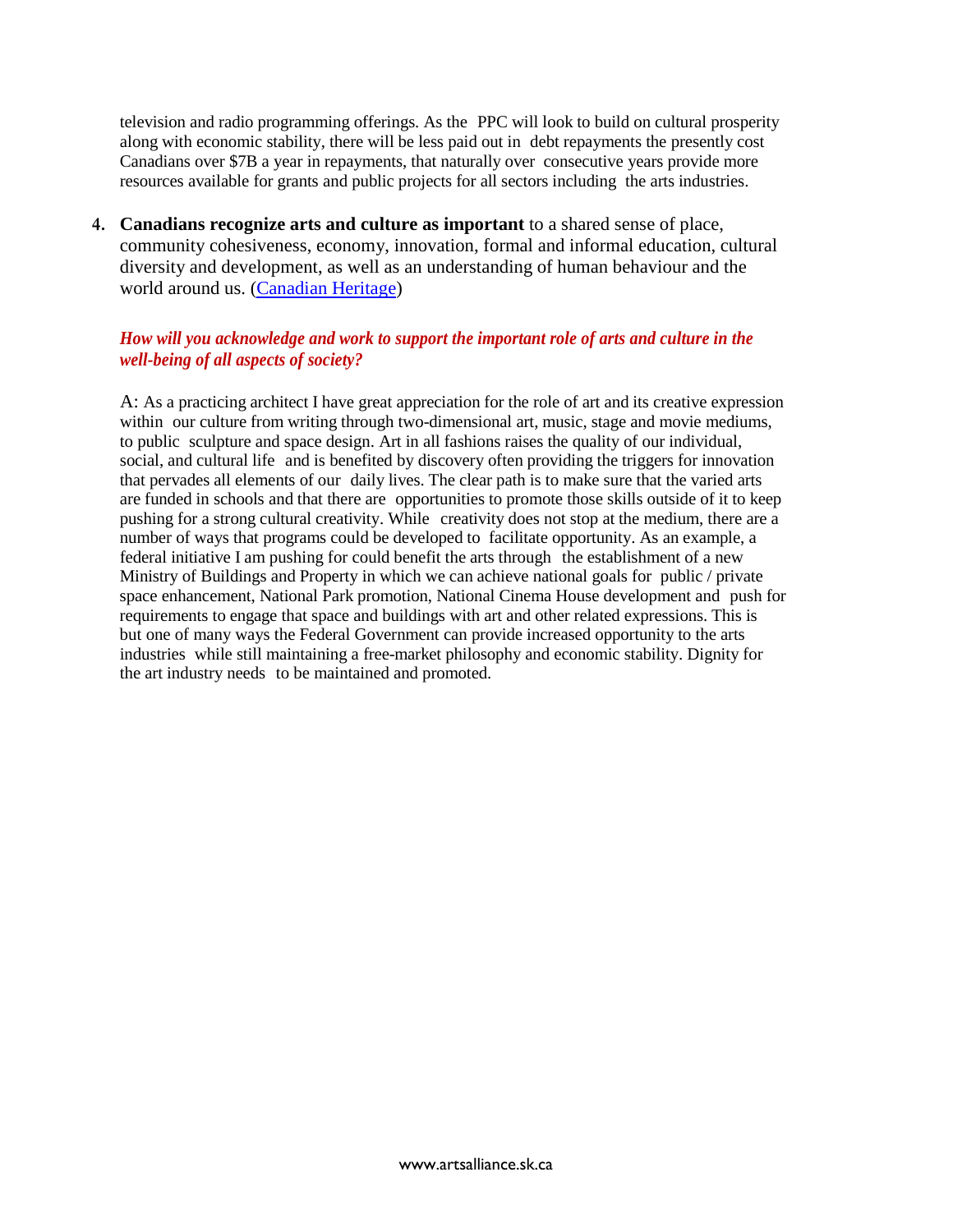television and radio programming offerings. As the PPC will look to build on cultural prosperity along with economic stability, there will be less paid out in debt repayments the presently cost Canadians over $7B a year in repayments, that naturally over consecutive years provide more resources available for grants and public projects for all sectors including the arts industries.

4. **Canadians recognize arts and culture as important** to a shared sense of place, community cohesiveness, economy, innovation, formal and informal education, cultural diversity and development, as well as an understanding of human behaviour and the world around us. (Canadian Heritage)

***How will you acknowledge and work to support the important role of arts and culture in the well-being of all aspects of society?***

A: As a practicing architect I have great appreciation for the role of art and its creative expression within our culture from writing through two-dimensional art, music, stage and movie mediums, to public sculpture and space design. Art in all fashions raises the quality of our individual, social, and cultural life and is benefited by discovery often providing the triggers for innovation that pervades all elements of our daily lives. The clear path is to make sure that the varied arts are funded in schools and that there are opportunities to promote those skills outside of it to keep pushing for a strong cultural creativity. While creativity does not stop at the medium, there are a number of ways that programs could be developed to facilitate opportunity. As an example, a federal initiative I am pushing for could benefit the arts through the establishment of a new Ministry of Buildings and Property in which we can achieve national goals for public / private space enhancement, National Park promotion, National Cinema House development and push for requirements to engage that space and buildings with art and other related expressions. This is but one of many ways the Federal Government can provide increased opportunity to the arts industries while still maintaining a free-market philosophy and economic stability. Dignity for the art industry needs to be maintained and promoted.